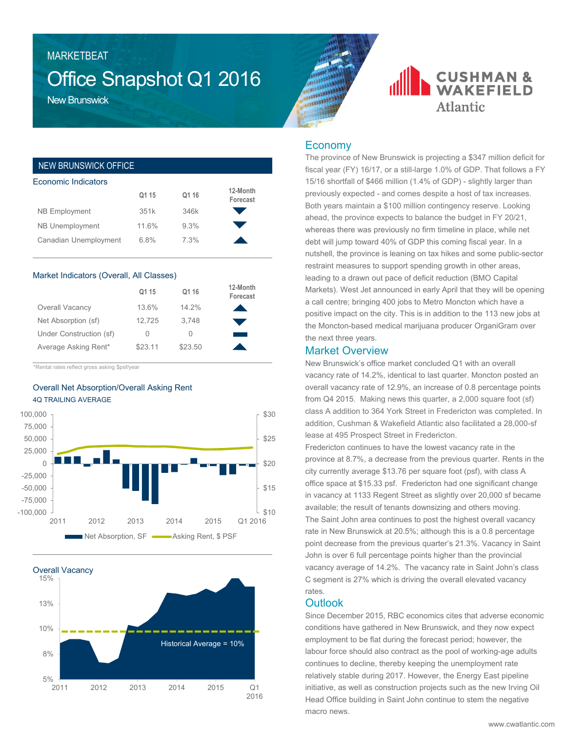MARKETBEAT

# Office Snapshot Q1 2016

New Brunswick

CUSHMAN & WAKEFIELD Atlantic

## NEW BRUNSWICK OFFICE

### Economic Indicators

| | Q1 15 | Q1 16 | 12-Month Forecast |
|---|---|---|---|
| NB Employment | 351k | 346k | ▼ |
| NB Unemployment | 11.6% | 9.3% | ▼ |
| Canadian Unemployment | 6.8% | 7.3% | ▲ |

### Market Indicators (Overall, All Classes)

| | Q1 15 | Q1 16 | 12-Month Forecast |
|---|---|---|---|
| Overall Vacancy | 13.6% | 14.2% | ▲ |
| Net Absorption (sf) | 12,725 | 3,748 | ▼ |
| Under Construction (sf) | 0 | 0 | ▬ |
| Average Asking Rent* | $23.11 | $23.50 | ▲ |

*Rental rates reflect gross asking $psf/year

### Overall Net Absorption/Overall Asking Rent

4Q TRAILING AVERAGE

Net Absorption, SF — Asking Rent, $ PSF

### Overall Vacancy

Historical Average = 10%

## Economy

The province of New Brunswick is projecting a $347 million deficit for fiscal year (FY) 16/17, or a still-large 1.0% of GDP. That follows a FY 15/16 shortfall of $466 million (1.4% of GDP) - slightly larger than previously expected - and comes despite a host of tax increases. Both years maintain a $100 million contingency reserve. Looking ahead, the province expects to balance the budget in FY 20/21, whereas there was previously no firm timeline in place, while net debt will jump toward 40% of GDP this coming fiscal year. In a nutshell, the province is leaning on tax hikes and some public-sector restraint measures to support spending growth in other areas, leading to a drawn out pace of deficit reduction (BMO Capital Markets). West Jet announced in early April that they will be opening a call centre; bringing 400 jobs to Metro Moncton which have a positive impact on the city. This is in addition to the 113 new jobs at the Moncton-based medical marijuana producer OrganiGram over the next three years.

## Market Overview

New Brunswick's office market concluded Q1 with an overall vacancy rate of 14.2%, identical to last quarter. Moncton posted an overall vacancy rate of 12.9%, an increase of 0.8 percentage points from Q4 2015. Making news this quarter, a 2,000 square foot (sf) class A addition to 364 York Street in Fredericton was completed. In addition, Cushman & Wakefield Atlantic also facilitated a 28,000-sf lease at 495 Prospect Street in Fredericton.

Fredericton continues to have the lowest vacancy rate in the province at 8.7%, a decrease from the previous quarter. Rents in the city currently average $13.76 per square foot (psf), with class A office space at $15.33 psf. Fredericton had one significant change in vacancy at 1133 Regent Street as slightly over 20,000 sf became available; the result of tenants downsizing and others moving.

The Saint John area continues to post the highest overall vacancy rate in New Brunswick at 20.5%; although this is a 0.8 percentage point decrease from the previous quarter's 21.3%. Vacancy in Saint John is over 6 full percentage points higher than the provincial vacancy average of 14.2%. The vacancy rate in Saint John's class C segment is 27% which is driving the overall elevated vacancy rates.

## Outlook

Since December 2015, RBC economics cites that adverse economic conditions have gathered in New Brunswick, and they now expect employment to be flat during the forecast period; however, the labour force should also contract as the pool of working-age adults continues to decline, thereby keeping the unemployment rate relatively stable during 2017. However, the Energy East pipeline initiative, as well as construction projects such as the new Irving Oil Head Office building in Saint John continue to stem the negative macro news.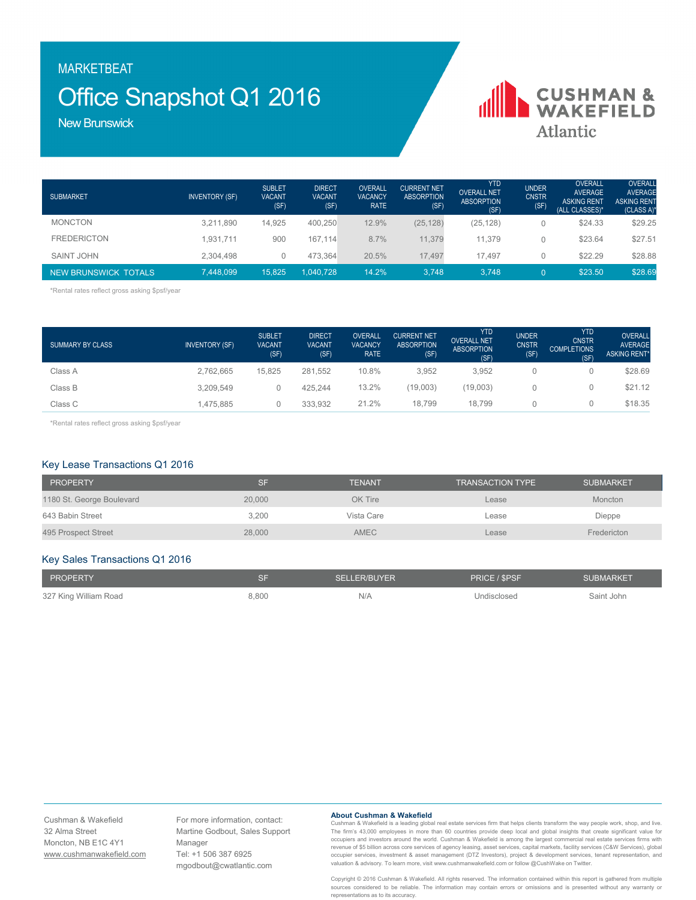MARKETBEAT

# Office Snapshot Q1 2016

New Brunswick

CUSHMAN & WAKEFIELD Atlantic

| SUBMARKET | INVENTORY (SF) | SUBLET VACANT (SF) | DIRECT VACANT (SF) | OVERALL VACANCY RATE | CURRENT NET ABSORPTION (SF) | YTD OVERALL NET ABSORPTION (SF) | UNDER CNSTR (SF) | OVERALL AVERAGE ASKING RENT (ALL CLASSES)* | OVERALL AVERAGE ASKING RENT (CLASS A)* |
|---|---|---|---|---|---|---|---|---|---|
| MONCTON | 3,211,890 | 14,925 | 400,250 | 12.9% | (25,128) | (25,128) | 0 | $24.33 | $29.25 |
| FREDERICTON | 1,931,711 | 900 | 167,114 | 8.7% | 11,379 | 11,379 | 0 | $23.64 | $27.51 |
| SAINT JOHN | 2,304,498 | 0 | 473,364 | 20.5% | 17,497 | 17,497 | 0 | $22.29 | $28.88 |
| NEW BRUNSWICK TOTALS | 7,448,099 | 15,825 | 1,040,728 | 14.2% | 3,748 | 3,748 | 0 | $23.50 | $28.69 |

*Rental rates reflect gross asking $psf/year

| SUMMARY BY CLASS | INVENTORY (SF) | SUBLET VACANT (SF) | DIRECT VACANT (SF) | OVERALL VACANCY RATE | CURRENT NET ABSORPTION (SF) | YTD OVERALL NET ABSORPTION (SF) | UNDER CNSTR (SF) | YTD CNSTR COMPLETIONS (SF) | OVERALL AVERAGE ASKING RENT* |
|---|---|---|---|---|---|---|---|---|---|
| Class A | 2,762,665 | 15,825 | 281,552 | 10.8% | 3,952 | 3,952 | 0 | 0 | $28.69 |
| Class B | 3,209,549 | 0 | 425,244 | 13.2% | (19,003) | (19,003) | 0 | 0 | $21.12 |
| Class C | 1,475,885 | 0 | 333,932 | 21.2% | 18,799 | 18,799 | 0 | 0 | $18.35 |

*Rental rates reflect gross asking $psf/year

## Key Lease Transactions Q1 2016

| PROPERTY | SF | TENANT | TRANSACTION TYPE | SUBMARKET |
|---|---|---|---|---|
| 1180 St. George Boulevard | 20,000 | OK Tire | Lease | Moncton |
| 643 Babin Street | 3,200 | Vista Care | Lease | Dieppe |
| 495 Prospect Street | 28,000 | AMEC | Lease | Fredericton |

## Key Sales Transactions Q1 2016

| PROPERTY | SF | SELLER/BUYER | PRICE / $PSF | SUBMARKET |
|---|---|---|---|---|
| 327 King William Road | 8,800 | N/A | Undisclosed | Saint John |

Cushman & Wakefield
32 Alma Street
Moncton, NB E1C 4Y1
www.cushmanwakefield.com

For more information, contact:
Martine Godbout, Sales Support Manager
Tel: +1 506 387 6925
mgodbout@cwatlantic.com

**About Cushman & Wakefield**

Cushman & Wakefield is a leading global real estate services firm that helps clients transform the way people work, shop, and live. The firm's 43,000 employees in more than 60 countries provide deep local and global insights that create significant value for occupiers and investors around the world. Cushman & Wakefield is among the largest commercial real estate services firms with revenue of $5 billion across core services of agency leasing, asset services, capital markets, facility services (C&W Services), global occupier services, investment & asset management (DTZ Investors), project & development services, tenant representation, and valuation & advisory. To learn more, visit www.cushmanwakefield.com or follow @CushWake on Twitter.

Copyright © 2016 Cushman & Wakefield. All rights reserved. The information contained within this report is gathered from multiple sources considered to be reliable. The information may contain errors or omissions and is presented without any warranty or representations as to its accuracy.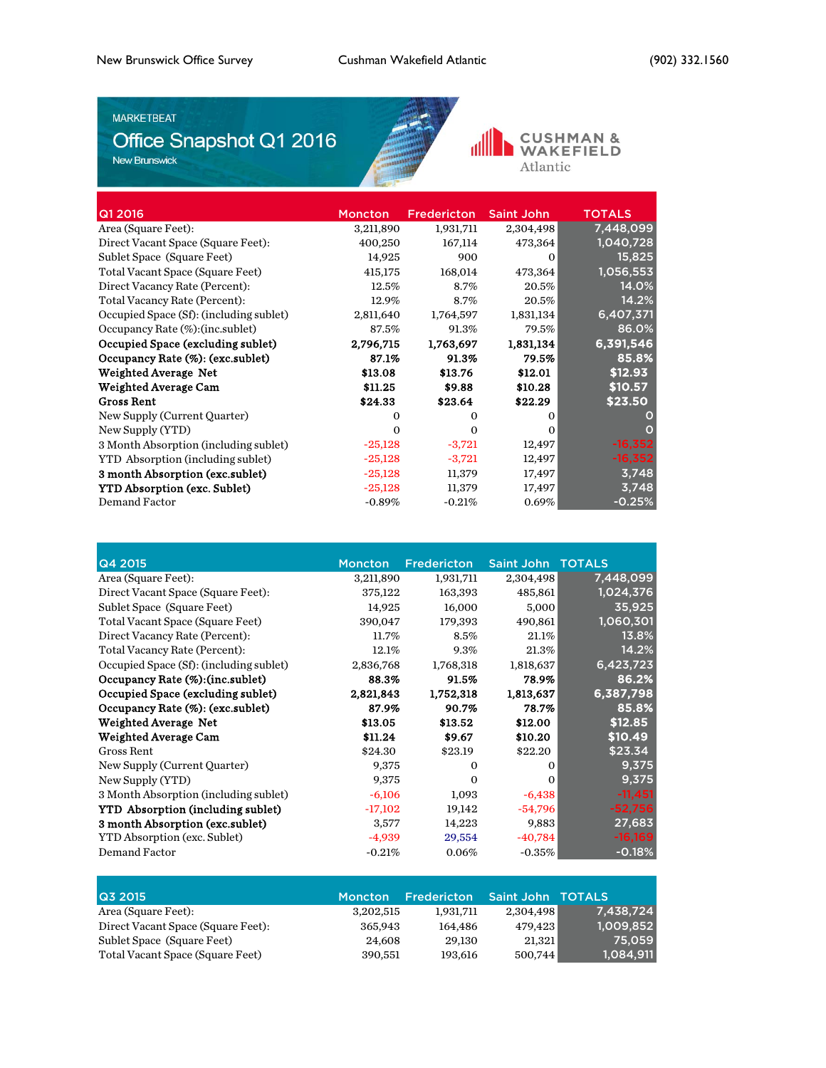New Brunswick Office Survey | Cushman Wakefield Atlantic | (902) 332.1560

MARKETBEAT

# Office Snapshot Q1 2016

New Brunswick

CUSHMAN & WAKEFIELD Atlantic

| Q1 2016 | Moncton | Fredericton | Saint John | TOTALS |
|---|---|---|---|---|
| Area (Square Feet): | 3,211,890 | 1,931,711 | 2,304,498 | 7,448,099 |
| Direct Vacant Space (Square Feet): | 400,250 | 167,114 | 473,364 | 1,040,728 |
| Sublet Space (Square Feet) | 14,925 | 900 | 0 | 15,825 |
| Total Vacant Space (Square Feet) | 415,175 | 168,014 | 473,364 | 1,056,553 |
| Direct Vacancy Rate (Percent): | 12.5% | 8.7% | 20.5% | 14.0% |
| Total Vacancy Rate (Percent): | 12.9% | 8.7% | 20.5% | 14.2% |
| Occupied Space (Sf): (including sublet) | 2,811,640 | 1,764,597 | 1,831,134 | 6,407,371 |
| Occupancy Rate (%):(inc.sublet) | 87.5% | 91.3% | 79.5% | 86.0% |
| **Occupied Space (excluding sublet)** | **2,796,715** | **1,763,697** | **1,831,134** | **6,391,546** |
| **Occupancy Rate (%): (exc.sublet)** | **87.1%** | **91.3%** | **79.5%** | **85.8%** |
| **Weighted Average Net** | **$13.08** | **$13.76** | **$12.01** | **$12.93** |
| **Weighted Average Cam** | **$11.25** | **$9.88** | **$10.28** | **$10.57** |
| **Gross Rent** | **$24.33** | **$23.64** | **$22.29** | **$23.50** |
| New Supply (Current Quarter) | 0 | 0 | 0 | 0 |
| New Supply (YTD) | 0 | 0 | 0 | 0 |
| 3 Month Absorption (including sublet) | -25,128 | -3,721 | 12,497 | -16,352 |
| YTD Absorption (including sublet) | -25,128 | -3,721 | 12,497 | -16,352 |
| **3 month Absorption (exc.sublet)** | -25,128 | 11,379 | 17,497 | 3,748 |
| **YTD Absorption (exc. Sublet)** | -25,128 | 11,379 | 17,497 | 3,748 |
| Demand Factor | -0.89% | -0.21% | 0.69% | -0.25% |

| Q4 2015 | Moncton | Fredericton | Saint John | TOTALS |
|---|---|---|---|---|
| Area (Square Feet): | 3,211,890 | 1,931,711 | 2,304,498 | 7,448,099 |
| Direct Vacant Space (Square Feet): | 375,122 | 163,393 | 485,861 | 1,024,376 |
| Sublet Space (Square Feet) | 14,925 | 16,000 | 5,000 | 35,925 |
| Total Vacant Space (Square Feet) | 390,047 | 179,393 | 490,861 | 1,060,301 |
| Direct Vacancy Rate (Percent): | 11.7% | 8.5% | 21.1% | 13.8% |
| Total Vacancy Rate (Percent): | 12.1% | 9.3% | 21.3% | 14.2% |
| Occupied Space (Sf): (including sublet) | 2,836,768 | 1,768,318 | 1,818,637 | 6,423,723 |
| **Occupancy Rate (%):(inc.sublet)** | **88.3%** | **91.5%** | **78.9%** | **86.2%** |
| **Occupied Space (excluding sublet)** | **2,821,843** | **1,752,318** | **1,813,637** | **6,387,798** |
| **Occupancy Rate (%): (exc.sublet)** | **87.9%** | **90.7%** | **78.7%** | **85.8%** |
| **Weighted Average Net** | **$13.05** | **$13.52** | **$12.00** | **$12.85** |
| **Weighted Average Cam** | **$11.24** | **$9.67** | **$10.20** | **$10.49** |
| Gross Rent | $24.30 | $23.19 | $22.20 | $23.34 |
| New Supply (Current Quarter) | 9,375 | 0 | 0 | 9,375 |
| New Supply (YTD) | 9,375 | 0 | 0 | 9,375 |
| 3 Month Absorption (including sublet) | -6,106 | 1,093 | -6,438 | -11,451 |
| **YTD Absorption (including sublet)** | -17,102 | 19,142 | -54,796 | -52,756 |
| **3 month Absorption (exc.sublet)** | 3,577 | 14,223 | 9,883 | 27,683 |
| YTD Absorption (exc. Sublet) | -4,939 | 29,554 | -40,784 | -16,169 |
| Demand Factor | -0.21% | 0.06% | -0.35% | -0.18% |

| Q3 2015 | Moncton | Fredericton | Saint John | TOTALS |
|---|---|---|---|---|
| Area (Square Feet): | 3,202,515 | 1,931,711 | 2,304,498 | 7,438,724 |
| Direct Vacant Space (Square Feet): | 365,943 | 164,486 | 479,423 | 1,009,852 |
| Sublet Space (Square Feet) | 24,608 | 29,130 | 21,321 | 75,059 |
| Total Vacant Space (Square Feet) | 390,551 | 193,616 | 500,744 | 1,084,911 |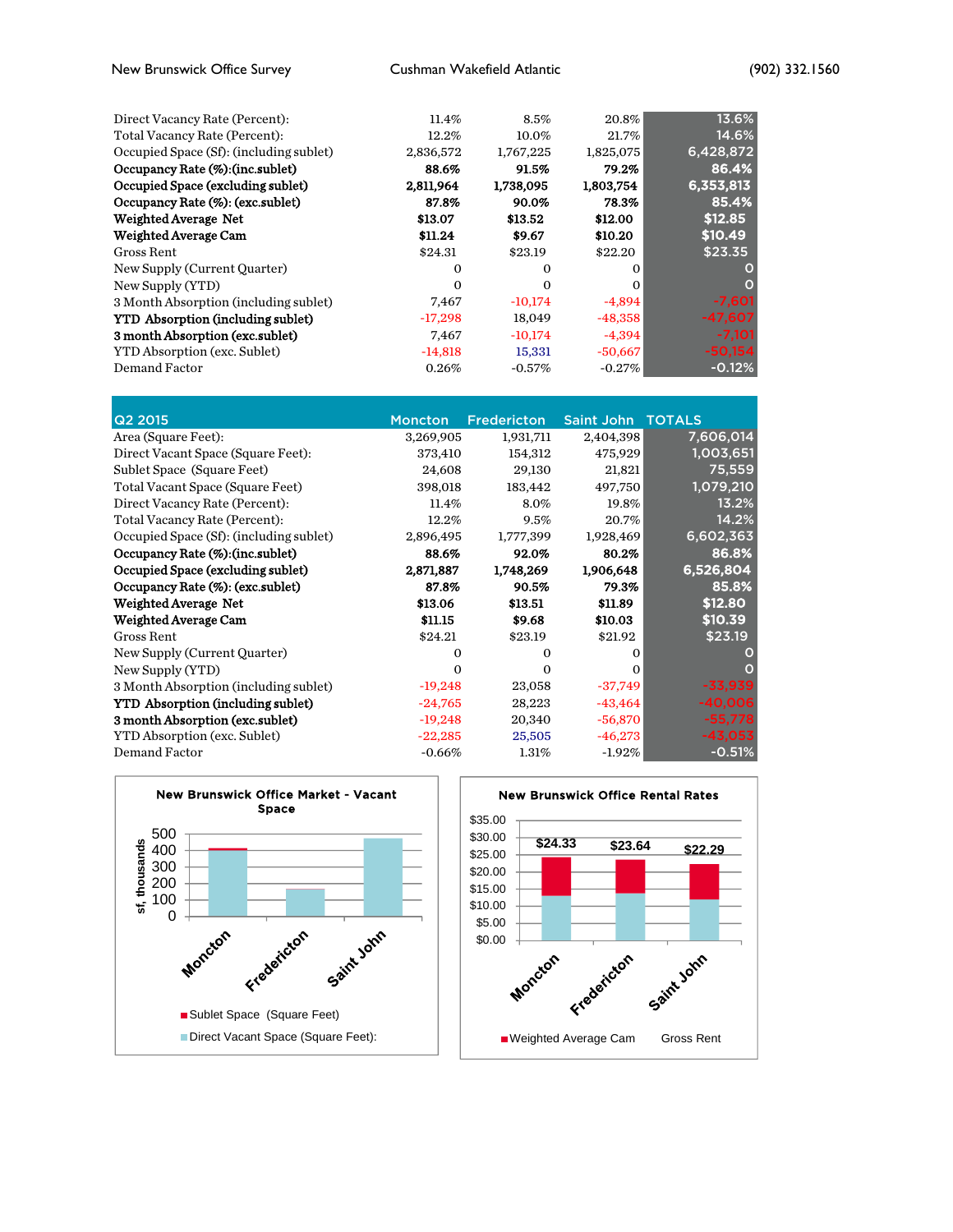| | | | | |
|---|---|---|---|---|
| Direct Vacancy Rate (Percent): | 11.4% | 8.5% | 20.8% | 13.6% |
| Total Vacancy Rate (Percent): | 12.2% | 10.0% | 21.7% | 14.6% |
| Occupied Space (Sf): (including sublet) | 2,836,572 | 1,767,225 | 1,825,075 | 6,428,872 |
| **Occupancy Rate (%):(inc.sublet)** | **88.6%** | **91.5%** | **79.2%** | **86.4%** |
| **Occupied Space (excluding sublet)** | **2,811,964** | **1,738,095** | **1,803,754** | **6,353,813** |
| **Occupancy Rate (%): (exc.sublet)** | **87.8%** | **90.0%** | **78.3%** | **85.4%** |
| **Weighted Average Net** | **$13.07** | **$13.52** | **$12.00** | **$12.85** |
| **Weighted Average Cam** | **$11.24** | **$9.67** | **$10.20** | **$10.49** |
| Gross Rent | $24.31 | $23.19 | $22.20 | $23.35 |
| New Supply (Current Quarter) | 0 | 0 | 0 | 0 |
| New Supply (YTD) | 0 | 0 | 0 | 0 |
| 3 Month Absorption (including sublet) | 7,467 | -10,174 | -4,894 | -7,601 |
| **YTD Absorption (including sublet)** | -17,298 | 18,049 | -48,358 | -47,607 |
| **3 month Absorption (exc.sublet)** | 7,467 | -10,174 | -4,394 | -7,101 |
| YTD Absorption (exc. Sublet) | -14,818 | 15,331 | -50,667 | -50,154 |
| Demand Factor | 0.26% | -0.57% | -0.27% | -0.12% |

| Q2 2015 | Moncton | Fredericton | Saint John | TOTALS |
|---|---|---|---|---|
| Area (Square Feet): | 3,269,905 | 1,931,711 | 2,404,398 | 7,606,014 |
| Direct Vacant Space (Square Feet): | 373,410 | 154,312 | 475,929 | 1,003,651 |
| Sublet Space (Square Feet) | 24,608 | 29,130 | 21,821 | 75,559 |
| Total Vacant Space (Square Feet) | 398,018 | 183,442 | 497,750 | 1,079,210 |
| Direct Vacancy Rate (Percent): | 11.4% | 8.0% | 19.8% | 13.2% |
| Total Vacancy Rate (Percent): | 12.2% | 9.5% | 20.7% | 14.2% |
| Occupied Space (Sf): (including sublet) | 2,896,495 | 1,777,399 | 1,928,469 | 6,602,363 |
| **Occupancy Rate (%):(inc.sublet)** | **88.6%** | **92.0%** | **80.2%** | **86.8%** |
| **Occupied Space (excluding sublet)** | **2,871,887** | **1,748,269** | **1,906,648** | **6,526,804** |
| **Occupancy Rate (%): (exc.sublet)** | **87.8%** | **90.5%** | **79.3%** | **85.8%** |
| **Weighted Average Net** | **$13.06** | **$13.51** | **$11.89** | **$12.80** |
| **Weighted Average Cam** | **$11.15** | **$9.68** | **$10.03** | **$10.39** |
| Gross Rent | $24.21 | $23.19 | $21.92 | $23.19 |
| New Supply (Current Quarter) | 0 | 0 | 0 | 0 |
| New Supply (YTD) | 0 | 0 | 0 | 0 |
| 3 Month Absorption (including sublet) | -19,248 | 23,058 | -37,749 | -33,939 |
| **YTD Absorption (including sublet)** | -24,765 | 28,223 | -43,464 | -40,006 |
| **3 month Absorption (exc.sublet)** | -19,248 | 20,340 | -56,870 | -55,778 |
| YTD Absorption (exc. Sublet) | -22,285 | 25,505 | -46,273 | -43,053 |
| Demand Factor | -0.66% | 1.31% | -1.92% | -0.51% |

New Brunswick Office Market - Vacant Space

sf, thousands

500
400
300
200
100
0

Moncton
Fredericton
Saint John

Sublet Space (Square Feet)
Direct Vacant Space (Square Feet):

New Brunswick Office Rental Rates

$35.00
$30.00
$25.00
$20.00
$15.00
$10.00
$5.00
$0.00

$24.33
$23.64
$22.29

Moncton
Fredericton
Saint John

Weighted Average Cam
Gross Rent